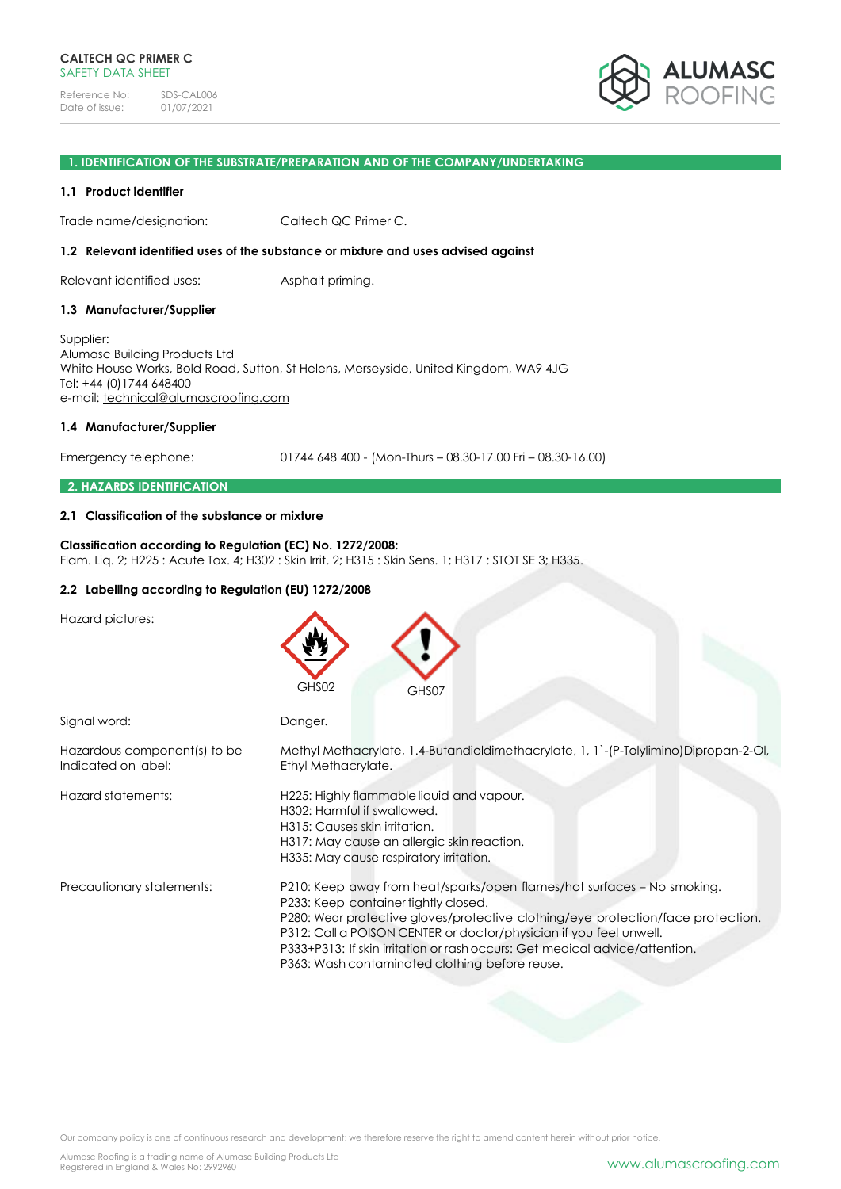**CALTECH QC PRIMER C**
SAFETY DATA SHEET

Reference No: SDS-CAL006
Date of issue: 01/07/2021

ALUMASC ROOFING

## 1. IDENTIFICATION OF THE SUBSTRATE/PREPARATION AND OF THE COMPANY/UNDERTAKING

### 1.1 Product identifier

Trade name/designation: Caltech QC Primer C.

### 1.2 Relevant identified uses of the substance or mixture and uses advised against

Relevant identified uses: Asphalt priming.

### 1.3 Manufacturer/Supplier

Supplier:
Alumasc Building Products Ltd
White House Works, Bold Road, Sutton, St Helens, Merseyside, United Kingdom, WA9 4JG
Tel: +44 (0)1744 648400
e-mail: technical@alumascroofing.com

### 1.4 Manufacturer/Supplier

Emergency telephone: 01744 648 400 - (Mon-Thurs – 08.30-17.00 Fri – 08.30-16.00)

## 2. HAZARDS IDENTIFICATION

### 2.1 Classification of the substance or mixture

**Classification according to Regulation (EC) No. 1272/2008:**
Flam. Liq. 2; H225 : Acute Tox. 4; H302 : Skin Irrit. 2; H315 : Skin Sens. 1; H317 : STOT SE 3; H335.

### 2.2 Labelling according to Regulation (EU) 1272/2008

Hazard pictures: GHS02, GHS07

Signal word: Danger.

Hazardous component(s) to be Indicated on label: Methyl Methacrylate, 1.4-Butandioldimethacrylate, 1, 1`-(P-Tolylimino)Dipropan-2-Ol, Ethyl Methacrylate.

Hazard statements:
H225: Highly flammable liquid and vapour.
H302: Harmful if swallowed.
H315: Causes skin irritation.
H317: May cause an allergic skin reaction.
H335: May cause respiratory irritation.

Precautionary statements:
P210: Keep away from heat/sparks/open flames/hot surfaces – No smoking.
P233: Keep container tightly closed.
P280: Wear protective gloves/protective clothing/eye protection/face protection.
P312: Call a POISON CENTER or doctor/physician if you feel unwell.
P333+P313: If skin irritation or rash occurs: Get medical advice/attention.
P363: Wash contaminated clothing before reuse.

Our company policy is one of continuous research and development; we therefore reserve the right to amend content herein without prior notice.

Alumasc Roofing is a trading name of Alumasc Building Products Ltd
Registered in England & Wales No: 2992960

www.alumascroofing.com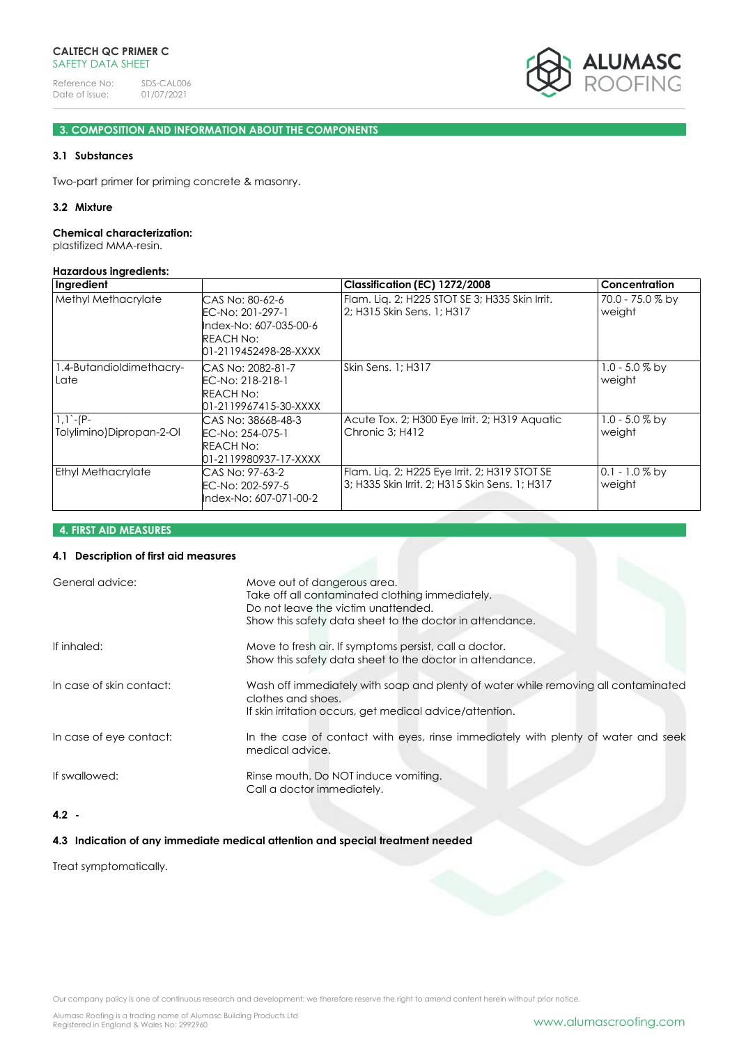## 3. COMPOSITION AND INFORMATION ABOUT THE COMPONENTS

### 3.1 Substances

Two-part primer for priming concrete & masonry.

### 3.2 Mixture

**Chemical characterization:**
plastifized MMA-resin.

**Hazardous ingredients:**

| Ingredient | | Classification (EC) 1272/2008 | Concentration |
|---|---|---|---|
| Methyl Methacrylate | CAS No: 80-62-6 EC-No: 201-297-1 Index-No: 607-035-00-6 REACH No: 01-2119452498-28-XXXX | Flam. Liq. 2; H225 STOT SE 3; H335 Skin Irrit. 2; H315 Skin Sens. 1; H317 | 70.0 - 75.0 % by weight |
| 1.4-Butandioldimethacry-Late | CAS No: 2082-81-7 EC-No: 218-218-1 REACH No: 01-2119967415-30-XXXX | Skin Sens. 1; H317 | 1.0 - 5.0 % by weight |
| 1,1`-(P-Tolylimino)Dipropan-2-Ol | CAS No: 38668-48-3 EC-No: 254-075-1 REACH No: 01-2119980937-17-XXXX | Acute Tox. 2; H300 Eye Irrit. 2; H319 Aquatic Chronic 3; H412 | 1.0 - 5.0 % by weight |
| Ethyl Methacrylate | CAS No: 97-63-2 EC-No: 202-597-5 Index-No: 607-071-00-2 | Flam. Liq. 2; H225 Eye Irrit. 2; H319 STOT SE 3; H335 Skin Irrit. 2; H315 Skin Sens. 1; H317 | 0.1 - 1.0 % by weight |

## 4. FIRST AID MEASURES

### 4.1 Description of first aid measures

**General advice:**
Move out of dangerous area.
Take off all contaminated clothing immediately.
Do not leave the victim unattended.
Show this safety data sheet to the doctor in attendance.

**If inhaled:**
Move to fresh air. If symptoms persist, call a doctor.
Show this safety data sheet to the doctor in attendance.

**In case of skin contact:**
Wash off immediately with soap and plenty of water while removing all contaminated clothes and shoes.
If skin irritation occurs, get medical advice/attention.

**In case of eye contact:**
In the case of contact with eyes, rinse immediately with plenty of water and seek medical advice.

**If swallowed:**
Rinse mouth. Do NOT induce vomiting.
Call a doctor immediately.

### 4.2 -

### 4.3 Indication of any immediate medical attention and special treatment needed

Treat symptomatically.

Our company policy is one of continuous research and development; we therefore reserve the right to amend content herein without prior notice.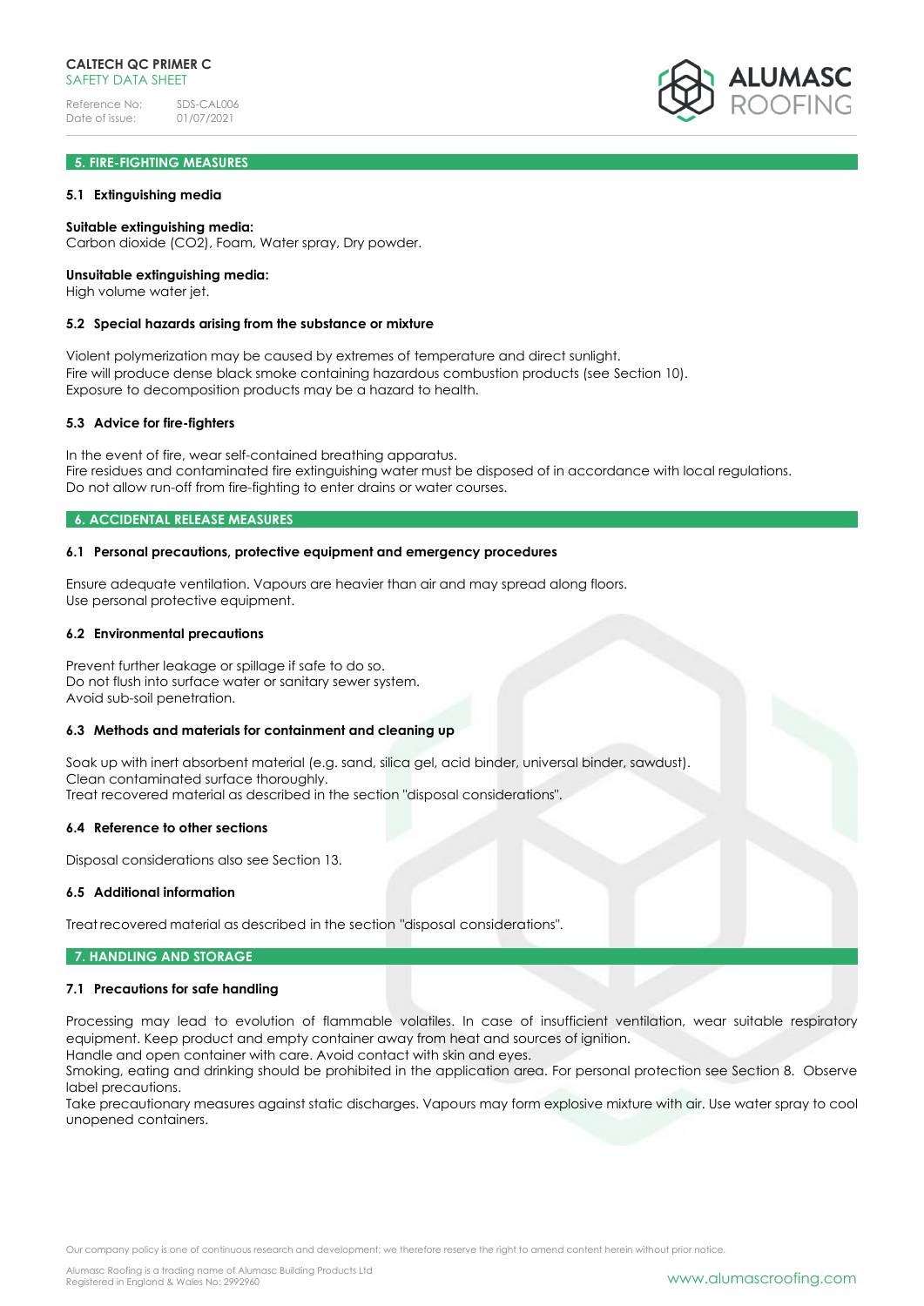## 5. FIRE-FIGHTING MEASURES

### 5.1 Extinguishing media

**Suitable extinguishing media:**
Carbon dioxide ($CO_2$), Foam, Water spray, Dry powder.

**Unsuitable extinguishing media:**
High volume water jet.

### 5.2 Special hazards arising from the substance or mixture

Violent polymerization may be caused by extremes of temperature and direct sunlight.
Fire will produce dense black smoke containing hazardous combustion products (see Section 10).
Exposure to decomposition products may be a hazard to health.

### 5.3 Advice for fire-fighters

In the event of fire, wear self-contained breathing apparatus.
Fire residues and contaminated fire extinguishing water must be disposed of in accordance with local regulations.
Do not allow run-off from fire-fighting to enter drains or water courses.

## 6. ACCIDENTAL RELEASE MEASURES

### 6.1 Personal precautions, protective equipment and emergency procedures

Ensure adequate ventilation. Vapours are heavier than air and may spread along floors.
Use personal protective equipment.

### 6.2 Environmental precautions

Prevent further leakage or spillage if safe to do so.
Do not flush into surface water or sanitary sewer system.
Avoid sub-soil penetration.

### 6.3 Methods and materials for containment and cleaning up

Soak up with inert absorbent material (e.g. sand, silica gel, acid binder, universal binder, sawdust).
Clean contaminated surface thoroughly.
Treat recovered material as described in the section "disposal considerations".

### 6.4 Reference to other sections

Disposal considerations also see Section 13.

### 6.5 Additional information

Treat recovered material as described in the section "disposal considerations".

## 7. HANDLING AND STORAGE

### 7.1 Precautions for safe handling

Processing may lead to evolution of flammable volatiles. In case of insufficient ventilation, wear suitable respiratory equipment. Keep product and empty container away from heat and sources of ignition.
Handle and open container with care. Avoid contact with skin and eyes.
Smoking, eating and drinking should be prohibited in the application area. For personal protection see Section 8. Observe label precautions.
Take precautionary measures against static discharges. Vapours may form explosive mixture with air. Use water spray to cool unopened containers.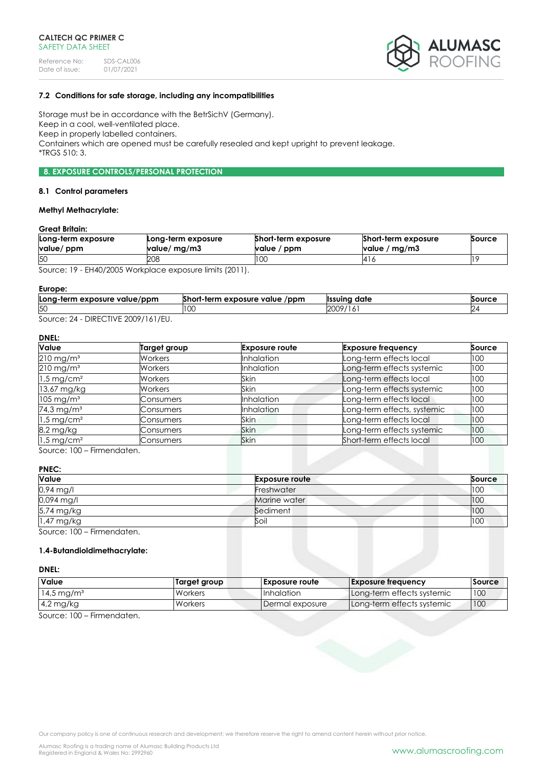### 7.2 Conditions for safe storage, including any incompatibilities

Storage must be in accordance with the BetrSichV (Germany).
Keep in a cool, well-ventilated place.
Keep in properly labelled containers.
Containers which are opened must be carefully resealed and kept upright to prevent leakage.
*TRGS 510: 3.

## 8. EXPOSURE CONTROLS/PERSONAL PROTECTION

### 8.1 Control parameters

**Methyl Methacrylate:**

**Great Britain:**

| Long-term exposure value/ ppm | Long-term exposure value/ mg/m3 | Short-term exposure value / ppm | Short-term exposure value / mg/m3 | Source |
|---|---|---|---|---|
| 50 | 208 | 100 | 416 | 19 |

Source: 19 - EH40/2005 Workplace exposure limits (2011).

**Europe:**

| Long-term exposure value/ppm | Short-term exposure value /ppm | Issuing date | Source |
|---|---|---|---|
| 50 | 100 | 2009/161 | 24 |

Source: 24 - DIRECTIVE 2009/161/EU.

**DNEL:**

| Value | Target group | Exposure route | Exposure frequency | Source |
|---|---|---|---|---|
| 210 mg/m³ | Workers | Inhalation | Long-term effects local | 100 |
| 210 mg/m³ | Workers | Inhalation | Long-term effects systemic | 100 |
| 1,5 mg/cm² | Workers | Skin | Long-term effects local | 100 |
| 13,67 mg/kg | Workers | Skin | Long-term effects systemic | 100 |
| 105 mg/m³ | Consumers | Inhalation | Long-term effects local | 100 |
| 74,3 mg/m³ | Consumers | Inhalation | Long-term effects, systemic | 100 |
| 1,5 mg/cm² | Consumers | Skin | Long-term effects local | 100 |
| 8,2 mg/kg | Consumers | Skin | Long-term effects systemic | 100 |
| 1,5 mg/cm² | Consumers | Skin | Short-term effects local | 100 |

Source: 100 – Firmendaten.

**PNEC:**

| Value | Exposure route | Source |
|---|---|---|
| 0,94 mg/l | Freshwater | 100 |
| 0,094 mg/l | Marine water | 100 |
| 5,74 mg/kg | Sediment | 100 |
| 1,47 mg/kg | Soil | 100 |

Source: 100 – Firmendaten.

**1.4-Butandioldimethacrylate:**

**DNEL:**

| Value | Target group | Exposure route | Exposure frequency | Source |
|---|---|---|---|---|
| 14,5 mg/m³ | Workers | Inhalation | Long-term effects systemic | 100 |
| 4,2 mg/kg | Workers | Dermal exposure | Long-term effects systemic | 100 |

Source: 100 – Firmendaten.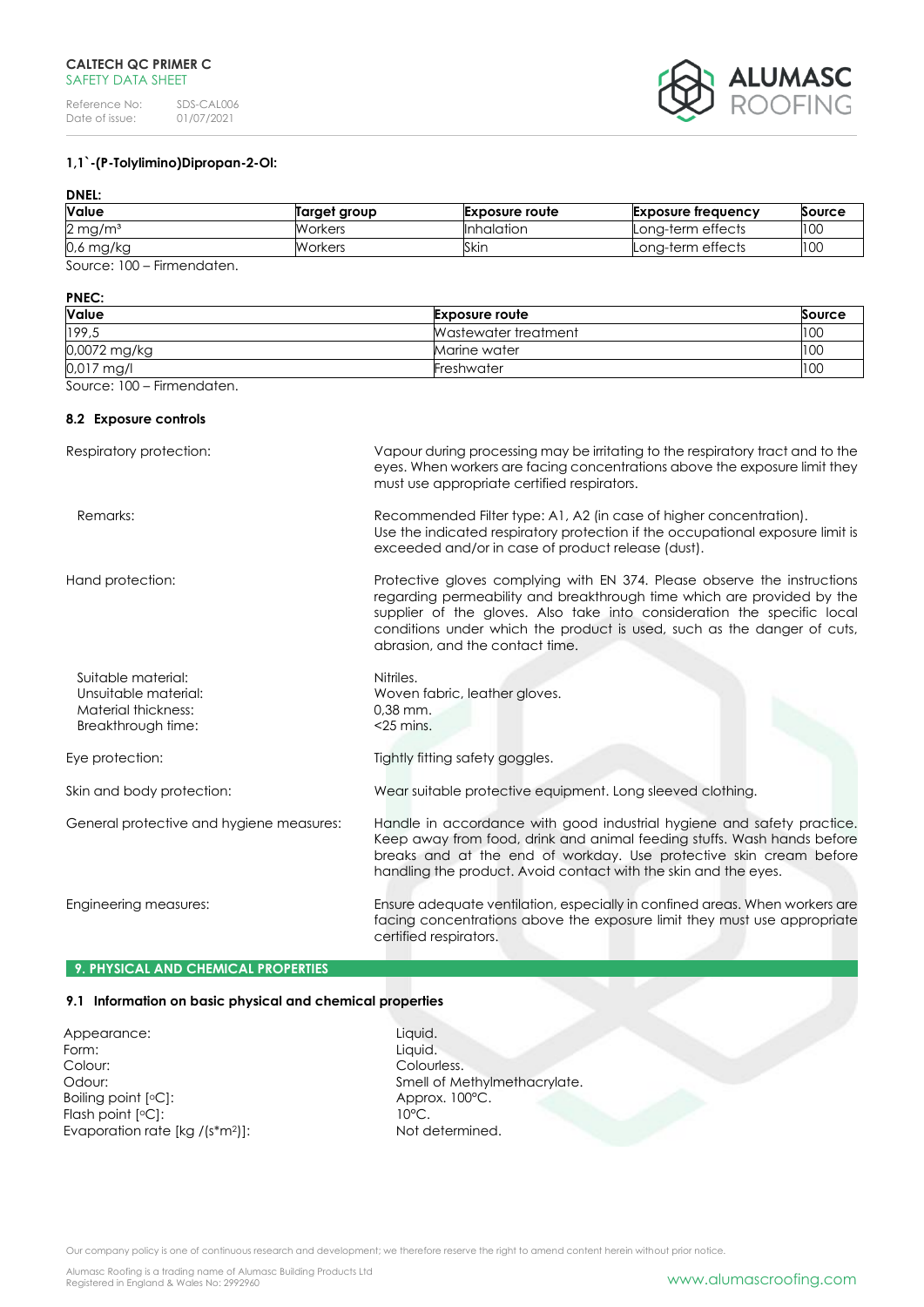**1,1`-(P-Tolylimino)Dipropan-2-Ol:**

**DNEL:**

| Value | Target group | Exposure route | Exposure frequency | Source |
|---|---|---|---|---|
| 2 mg/m³ | Workers | Inhalation | Long-term effects | 100 |
| 0,6 mg/kg | Workers | Skin | Long-term effects | 100 |

Source: 100 – Firmendaten.

**PNEC:**

| Value | Exposure route | Source |
|---|---|---|
| 199,5 | Wastewater treatment | 100 |
| 0,0072 mg/kg | Marine water | 100 |
| 0,017 mg/l | Freshwater | 100 |

Source: 100 – Firmendaten.

#### 8.2 Exposure controls

Respiratory protection: Vapour during processing may be irritating to the respiratory tract and to the eyes. When workers are facing concentrations above the exposure limit they must use appropriate certified respirators.

Remarks: Recommended Filter type: A1, A2 (in case of higher concentration). Use the indicated respiratory protection if the occupational exposure limit is exceeded and/or in case of product release (dust).

Hand protection: Protective gloves complying with EN 374. Please observe the instructions regarding permeability and breakthrough time which are provided by the supplier of the gloves. Also take into consideration the specific local conditions under which the product is used, such as the danger of cuts, abrasion, and the contact time.

Suitable material: Nitriles.
Unsuitable material: Woven fabric, leather gloves.
Material thickness: 0,38 mm.
Breakthrough time: <25 mins.

Eye protection: Tightly fitting safety goggles.

Skin and body protection: Wear suitable protective equipment. Long sleeved clothing.

General protective and hygiene measures: Handle in accordance with good industrial hygiene and safety practice. Keep away from food, drink and animal feeding stuffs. Wash hands before breaks and at the end of workday. Use protective skin cream before handling the product. Avoid contact with the skin and the eyes.

Engineering measures: Ensure adequate ventilation, especially in confined areas. When workers are facing concentrations above the exposure limit they must use appropriate certified respirators.

## 9. PHYSICAL AND CHEMICAL PROPERTIES

#### 9.1 Information on basic physical and chemical properties

Appearance: Liquid.
Form: Liquid.
Colour: Colourless.
Odour: Smell of Methylmethacrylate.
Boiling point [°C]: Approx. 100°C.
Flash point [°C]: 10°C.
Evaporation rate [kg /(s*m²)]: Not determined.

Our company policy is one of continuous research and development; we therefore reserve the right to amend content herein without prior notice.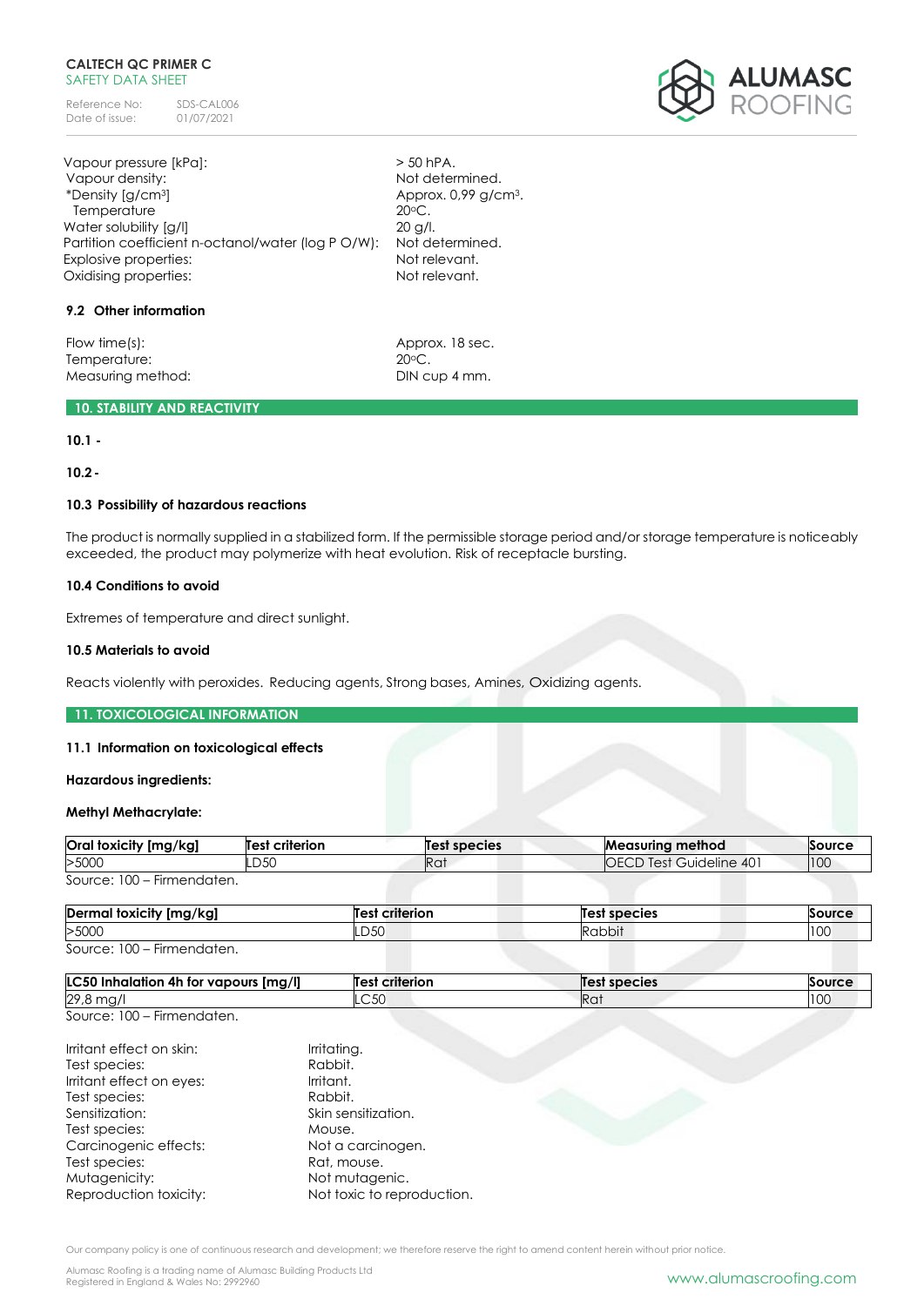| | |
|---|---|
| Vapour pressure [kPa]: | > 50 hPA. |
| Vapour density: | Not determined. |
| *Density [g/cm³] | Approx. 0,99 g/cm³. |
| Temperature | 20ºC. |
| Water solubility [g/l] | 20 g/l. |
| Partition coefficient n-octanol/water (log P O/W): | Not determined. |
| Explosive properties: | Not relevant. |
| Oxidising properties: | Not relevant. |

### 9.2 Other information

| | |
|---|---|
| Flow time(s): | Approx. 18 sec. |
| Temperature: | 20ºC. |
| Measuring method: | DIN cup 4 mm. |

## 10. STABILITY AND REACTIVITY

**10.1 -**

**10.2 -**

### 10.3 Possibility of hazardous reactions

The product is normally supplied in a stabilized form. If the permissible storage period and/or storage temperature is noticeably exceeded, the product may polymerize with heat evolution. Risk of receptacle bursting.

### 10.4 Conditions to avoid

Extremes of temperature and direct sunlight.

### 10.5 Materials to avoid

Reacts violently with peroxides. Reducing agents, Strong bases, Amines, Oxidizing agents.

## 11. TOXICOLOGICAL INFORMATION

### 11.1 Information on toxicological effects

**Hazardous ingredients:**

**Methyl Methacrylate:**

| Oral toxicity [mg/kg] | Test criterion | Test species | Measuring method | Source |
|---|---|---|---|---|
| >5000 | LD50 | Rat | OECD Test Guideline 401 | 100 |

Source: 100 – Firmendaten.

| Dermal toxicity [mg/kg] | Test criterion | Test species | Source |
|---|---|---|---|
| >5000 | LD50 | Rabbit | 100 |

Source: 100 – Firmendaten.

| LC50 Inhalation 4h for vapours [mg/l] | Test criterion | Test species | Source |
|---|---|---|---|
| 29,8 mg/l | LC50 | Rat | 100 |

Source: 100 – Firmendaten.

| | |
|---|---|
| Irritant effect on skin: | Irritating. |
| Test species: | Rabbit. |
| Irritant effect on eyes: | Irritant. |
| Test species: | Rabbit. |
| Sensitization: | Skin sensitization. |
| Test species: | Mouse. |
| Carcinogenic effects: | Not a carcinogen. |
| Test species: | Rat, mouse. |
| Mutagenicity: | Not mutagenic. |
| Reproduction toxicity: | Not toxic to reproduction. |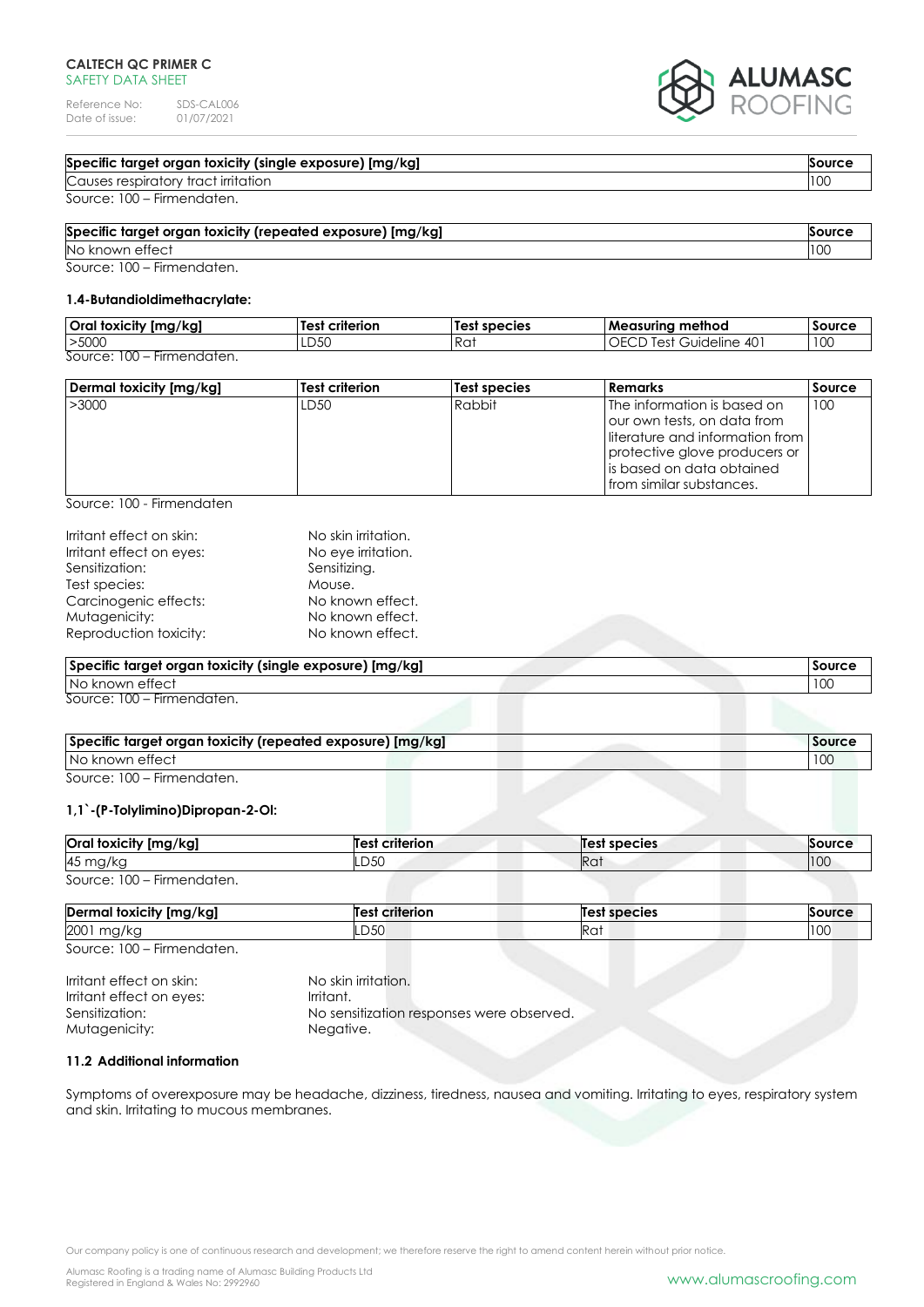| Specific target organ toxicity (single exposure) [mg/kg] | Source |
| --- | --- |
| Causes respiratory tract irritation | 100 |

Source: 100 – Firmendaten.

| Specific target organ toxicity (repeated exposure) [mg/kg] | Source |
| --- | --- |
| No known effect | 100 |

Source: 100 – Firmendaten.

#### 1.4-Butandioldimethacrylate:

| Oral toxicity [mg/kg] | Test criterion | Test species | Measuring method | Source |
| --- | --- | --- | --- | --- |
| >5000 | LD50 | Rat | OECD Test Guideline 401 | 100 |

Source: 100 – Firmendaten.

| Dermal toxicity [mg/kg] | Test criterion | Test species | Remarks | Source |
| --- | --- | --- | --- | --- |
| >3000 | LD50 | Rabbit | The information is based on our own tests, on data from literature and information from protective glove producers or is based on data obtained from similar substances. | 100 |

Source: 100 - Firmendaten

Irritant effect on skin: No skin irritation.
Irritant effect on eyes: No eye irritation.
Sensitization: Sensitizing.
Test species: Mouse.
Carcinogenic effects: No known effect.
Mutagenicity: No known effect.
Reproduction toxicity: No known effect.

| Specific target organ toxicity (single exposure) [mg/kg] | Source |
| --- | --- |
| No known effect | 100 |

Source: 100 – Firmendaten.

| Specific target organ toxicity (repeated exposure) [mg/kg] | Source |
| --- | --- |
| No known effect | 100 |

Source: 100 – Firmendaten.

#### 1,1`-(P-Tolylimino)Dipropan-2-Ol:

| Oral toxicity [mg/kg] | Test criterion | Test species | Source |
| --- | --- | --- | --- |
| 45 mg/kg | LD50 | Rat | 100 |

Source: 100 – Firmendaten.

| Dermal toxicity [mg/kg] | Test criterion | Test species | Source |
| --- | --- | --- | --- |
| 2001 mg/kg | LD50 | Rat | 100 |

Source: 100 – Firmendaten.

Irritant effect on skin: No skin irritation.
Irritant effect on eyes: Irritant.
Sensitization: No sensitization responses were observed.
Mutagenicity: Negative.

### 11.2 Additional information

Symptoms of overexposure may be headache, dizziness, tiredness, nausea and vomiting. Irritating to eyes, respiratory system and skin. Irritating to mucous membranes.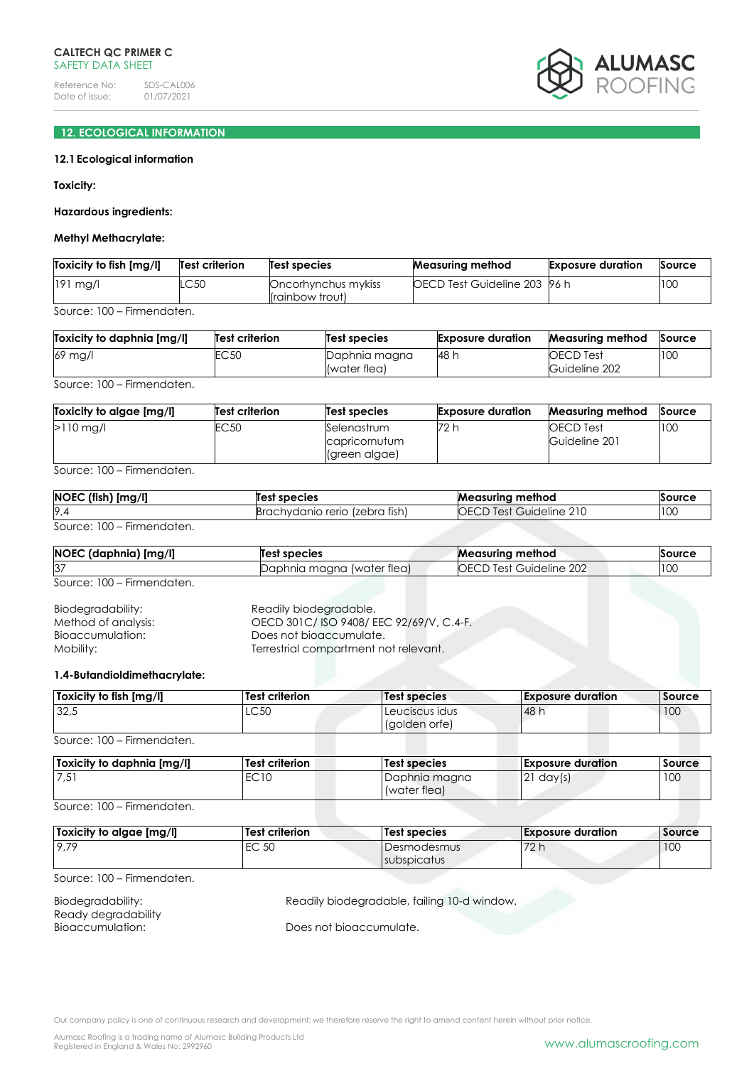## 12. ECOLOGICAL INFORMATION

### 12.1 Ecological information

**Toxicity:**

**Hazardous ingredients:**

**Methyl Methacrylate:**

| Toxicity to fish [mg/l] | Test criterion | Test species | Measuring method | Exposure duration | Source |
|---|---|---|---|---|---|
| 191 mg/l | LC50 | Oncorhynchus mykiss (rainbow trout) | OECD Test Guideline 203 | 96 h | 100 |

Source: 100 – Firmendaten.

| Toxicity to daphnia [mg/l] | Test criterion | Test species | Exposure duration | Measuring method | Source |
|---|---|---|---|---|---|
| 69 mg/l | EC50 | Daphnia magna (water flea) | 48 h | OECD Test Guideline 202 | 100 |

Source: 100 – Firmendaten.

| Toxicity to algae [mg/l] | Test criterion | Test species | Exposure duration | Measuring method | Source |
|---|---|---|---|---|---|
| >110 mg/l | EC50 | Selenastrum capricornutum (green algae) | 72 h | OECD Test Guideline 201 | 100 |

Source: 100 – Firmendaten.

| NOEC (fish) [mg/l] | Test species | Measuring method | Source |
|---|---|---|---|
| 9,4 | Brachydanio rerio (zebra fish) | OECD Test Guideline 210 | 100 |

Source: 100 – Firmendaten.

| NOEC (daphnia) [mg/l] | Test species | Measuring method | Source |
|---|---|---|---|
| 37 | Daphnia magna (water flea) | OECD Test Guideline 202 | 100 |

Source: 100 – Firmendaten.

Biodegradability: Readily biodegradable.
Method of analysis: OECD 301C/ ISO 9408/ EEC 92/69/V, C.4-F.
Bioaccumulation: Does not bioaccumulate.
Mobility: Terrestrial compartment not relevant.

**1.4-Butandioldimethacrylate:**

| Toxicity to fish [mg/l] | Test criterion | Test species | Exposure duration | Source |
|---|---|---|---|---|
| 32,5 | LC50 | Leuciscus idus (golden orfe) | 48 h | 100 |

Source: 100 – Firmendaten.

| Toxicity to daphnia [mg/l] | Test criterion | Test species | Exposure duration | Source |
|---|---|---|---|---|
| 7,51 | EC10 | Daphnia magna (water flea) | 21 day(s) | 100 |

Source: 100 – Firmendaten.

| Toxicity to algae [mg/l] | Test criterion | Test species | Exposure duration | Source |
|---|---|---|---|---|
| 9,79 | EC 50 | Desmodesmus subspicatus | 72 h | 100 |

Source: 100 – Firmendaten.

Biodegradability: Readily biodegradable, failing 10-d window.
Ready degradability
Bioaccumulation: Does not bioaccumulate.

Our company policy is one of continuous research and development; we therefore reserve the right to amend content herein without prior notice.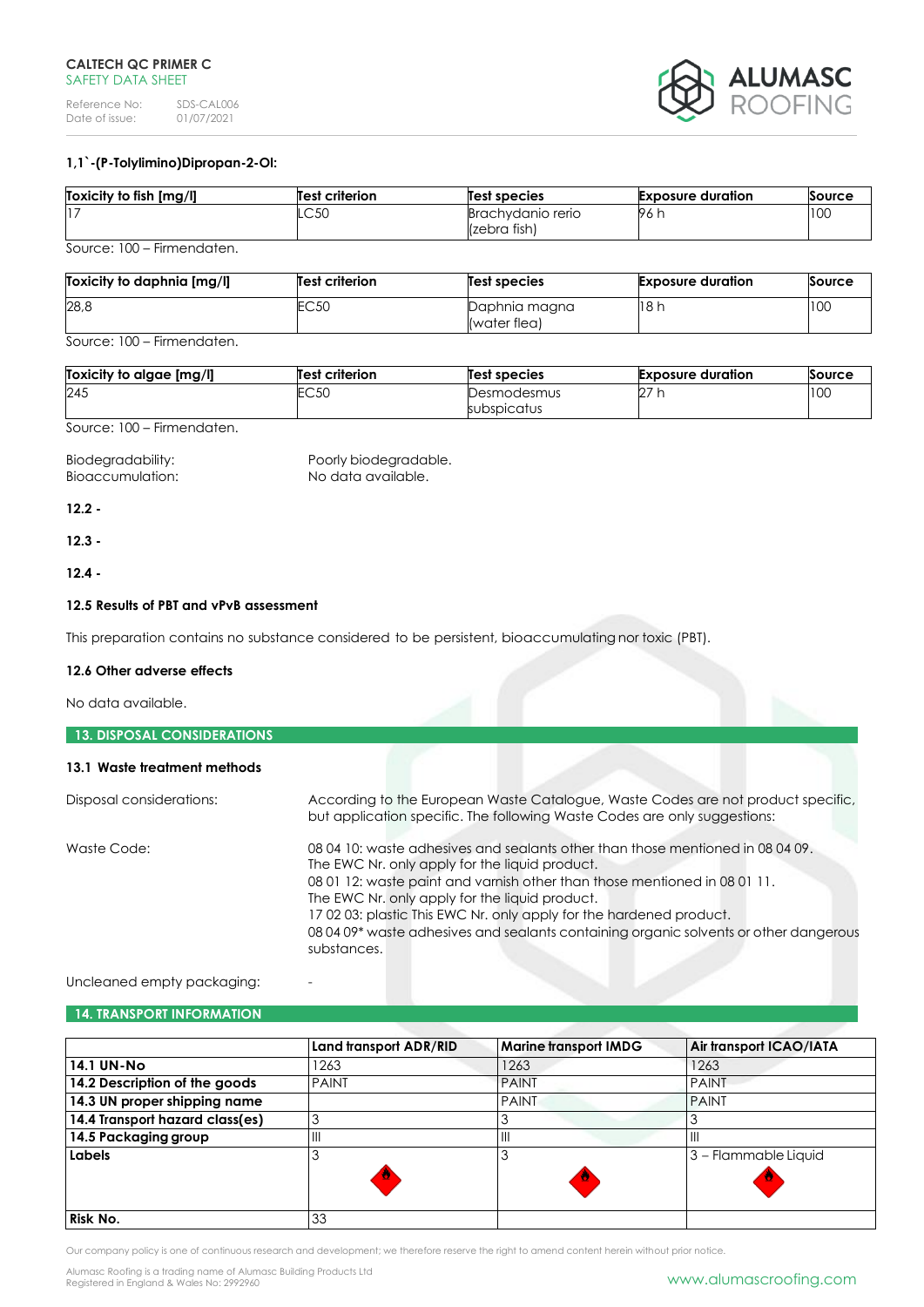**1,1`-(P-Tolylimino)Dipropan-2-Ol:**

| Toxicity to fish [mg/l] | Test criterion | Test species | Exposure duration | Source |
|---|---|---|---|---|
| 17 | LC50 | Brachydanio rerio (zebra fish) | 96 h | 100 |

Source: 100 – Firmendaten.

| Toxicity to daphnia [mg/l] | Test criterion | Test species | Exposure duration | Source |
|---|---|---|---|---|
| 28,8 | EC50 | Daphnia magna (water flea) | 18 h | 100 |

Source: 100 – Firmendaten.

| Toxicity to algae [mg/l] | Test criterion | Test species | Exposure duration | Source |
|---|---|---|---|---|
| 245 | EC50 | Desmodesmus subspicatus | 27 h | 100 |

Source: 100 – Firmendaten.

Biodegradability: Poorly biodegradable.
Bioaccumulation: No data available.

**12.2 -**

**12.3 -**

**12.4 -**

**12.5 Results of PBT and vPvB assessment**

This preparation contains no substance considered to be persistent, bioaccumulating nor toxic (PBT).

**12.6 Other adverse effects**

No data available.

## 13. DISPOSAL CONSIDERATIONS

**13.1 Waste treatment methods**

Disposal considerations: According to the European Waste Catalogue, Waste Codes are not product specific, but application specific. The following Waste Codes are only suggestions:

Waste Code: 08 04 10: waste adhesives and sealants other than those mentioned in 08 04 09.
The EWC Nr. only apply for the liquid product.
08 01 12: waste paint and varnish other than those mentioned in 08 01 11.
The EWC Nr. only apply for the liquid product.
17 02 03: plastic This EWC Nr. only apply for the hardened product.
08 04 09* waste adhesives and sealants containing organic solvents or other dangerous substances.

Uncleaned empty packaging: -

## 14. TRANSPORT INFORMATION

| | Land transport ADR/RID | Marine transport IMDG | Air transport ICAO/IATA |
|---|---|---|---|
| **14.1 UN-No** | 1263 | 1263 | 1263 |
| **14.2 Description of the goods** | PAINT | PAINT | PAINT |
| **14.3 UN proper shipping name** | | PAINT | PAINT |
| **14.4 Transport hazard class(es)** | 3 | 3 | 3 |
| **14.5 Packaging group** | III | III | III |
| **Labels** | 3 | 3 | 3 – Flammable Liquid |
| **Risk No.** | 33 | | |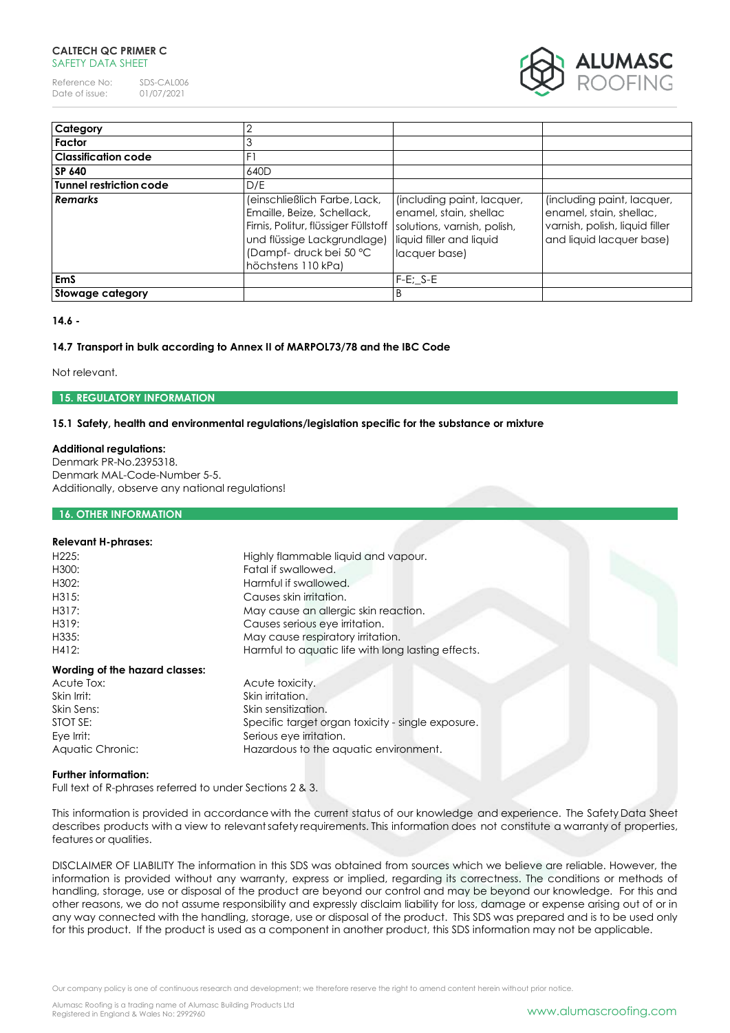| | | | |
|---|---|---|---|
| **Category** | 2 | | |
| **Factor** | 3 | | |
| **Classification code** | F1 | | |
| **SP 640** | 640D | | |
| **Tunnel restriction code** | D/E | | |
| ***Remarks*** | (einschließlich Farbe, Lack, Emaille, Beize, Schellack, Firnis, Politur, flüssiger Füllstoff und flüssige Lackgrundlage) (Dampf- druck bei 50 °C höchstens 110 kPa) | (including paint, lacquer, enamel, stain, shellac solutions, varnish, polish, liquid filler and liquid lacquer base) | (including paint, lacquer, enamel, stain, shellac, varnish, polish, liquid filler and liquid lacquer base) |
| **EmS** | | F-E;_S-E | |
| **Stowage category** | | B | |

**14.6 -**

**14.7 Transport in bulk according to Annex II of MARPOL73/78 and the IBC Code**

Not relevant.

## 15. REGULATORY INFORMATION

**15.1 Safety, health and environmental regulations/legislation specific for the substance or mixture**

**Additional regulations:**
Denmark PR-No.2395318.
Denmark MAL-Code-Number 5-5.
Additionally, observe any national regulations!

## 16. OTHER INFORMATION

**Relevant H-phrases:**

| | |
|---|---|
| H225: | Highly flammable liquid and vapour. |
| H300: | Fatal if swallowed. |
| H302: | Harmful if swallowed. |
| H315: | Causes skin irritation. |
| H317: | May cause an allergic skin reaction. |
| H319: | Causes serious eye irritation. |
| H335: | May cause respiratory irritation. |
| H412: | Harmful to aquatic life with long lasting effects. |

**Wording of the hazard classes:**

| | |
|---|---|
| Acute Tox: | Acute toxicity. |
| Skin Irrit: | Skin irritation. |
| Skin Sens: | Skin sensitization. |
| STOT SE: | Specific target organ toxicity - single exposure. |
| Eye Irrit: | Serious eye irritation. |
| Aquatic Chronic: | Hazardous to the aquatic environment. |

**Further information:**
Full text of R-phrases referred to under Sections 2 & 3.

This information is provided in accordance with the current status of our knowledge and experience. The Safety Data Sheet describes products with a view to relevant safety requirements. This information does not constitute a warranty of properties, features or qualities.

DISCLAIMER OF LIABILITY The information in this SDS was obtained from sources which we believe are reliable. However, the information is provided without any warranty, express or implied, regarding its correctness. The conditions or methods of handling, storage, use or disposal of the product are beyond our control and may be beyond our knowledge. For this and other reasons, we do not assume responsibility and expressly disclaim liability for loss, damage or expense arising out of or in any way connected with the handling, storage, use or disposal of the product. This SDS was prepared and is to be used only for this product. If the product is used as a component in another product, this SDS information may not be applicable.